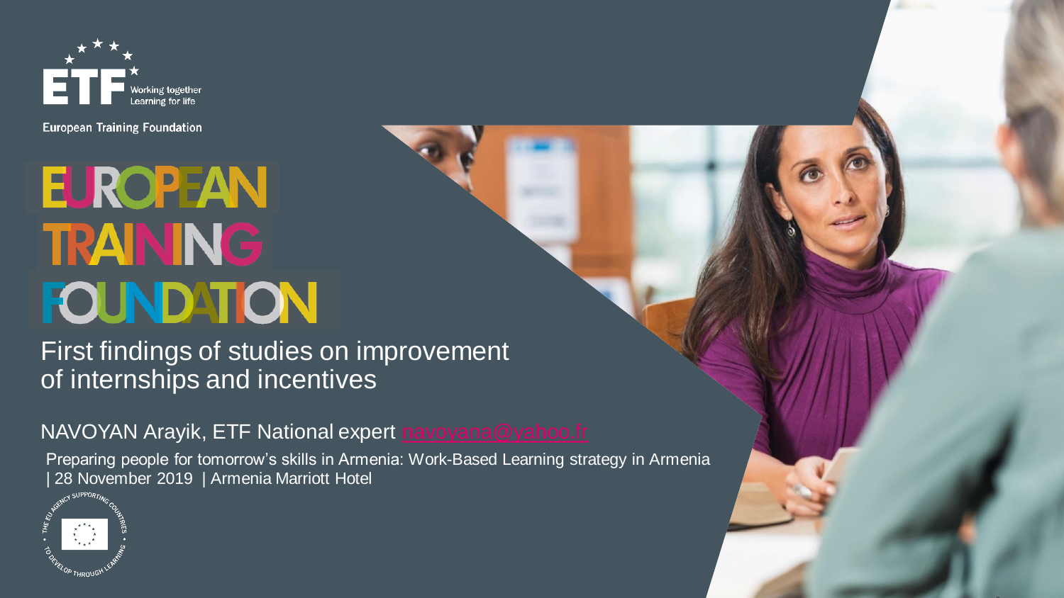ETF Working together Learning for life

European Training Foundation

# EUROPEAN TRAINING FOUNDATION

## First findings of studies on improvement of internships and incentives

NAVOYAN Arayik, ETF National expert navoyana@yahoo.fr

Preparing people for tomorrow's skills in Armenia: Work-Based Learning strategy in Armenia | 28 November 2019 | Armenia Marriott Hotel

THE EU AGENCY SUPPORTING COUNTRIES TO DEVELOP THROUGH LEARNING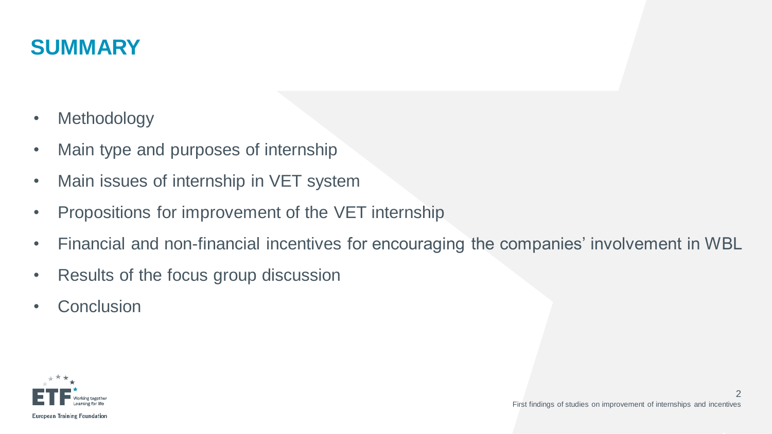# SUMMARY

- Methodology
- Main type and purposes of internship
- Main issues of internship in VET system
- Propositions for improvement of the VET internship
- Financial and non-financial incentives for encouraging the companies' involvement in WBL
- Results of the focus group discussion
- Conclusion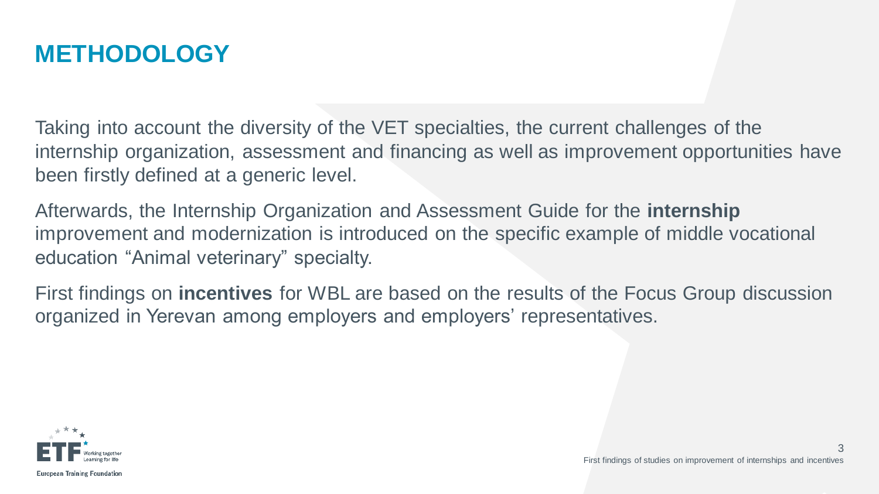# METHODOLOGY

Taking into account the diversity of the VET specialties, the current challenges of the internship organization, assessment and financing as well as improvement opportunities have been firstly defined at a generic level.

Afterwards, the Internship Organization and Assessment Guide for the **internship** improvement and modernization is introduced on the specific example of middle vocational education "Animal veterinary" specialty.

First findings on **incentives** for WBL are based on the results of the Focus Group discussion organized in Yerevan among employers and employers' representatives.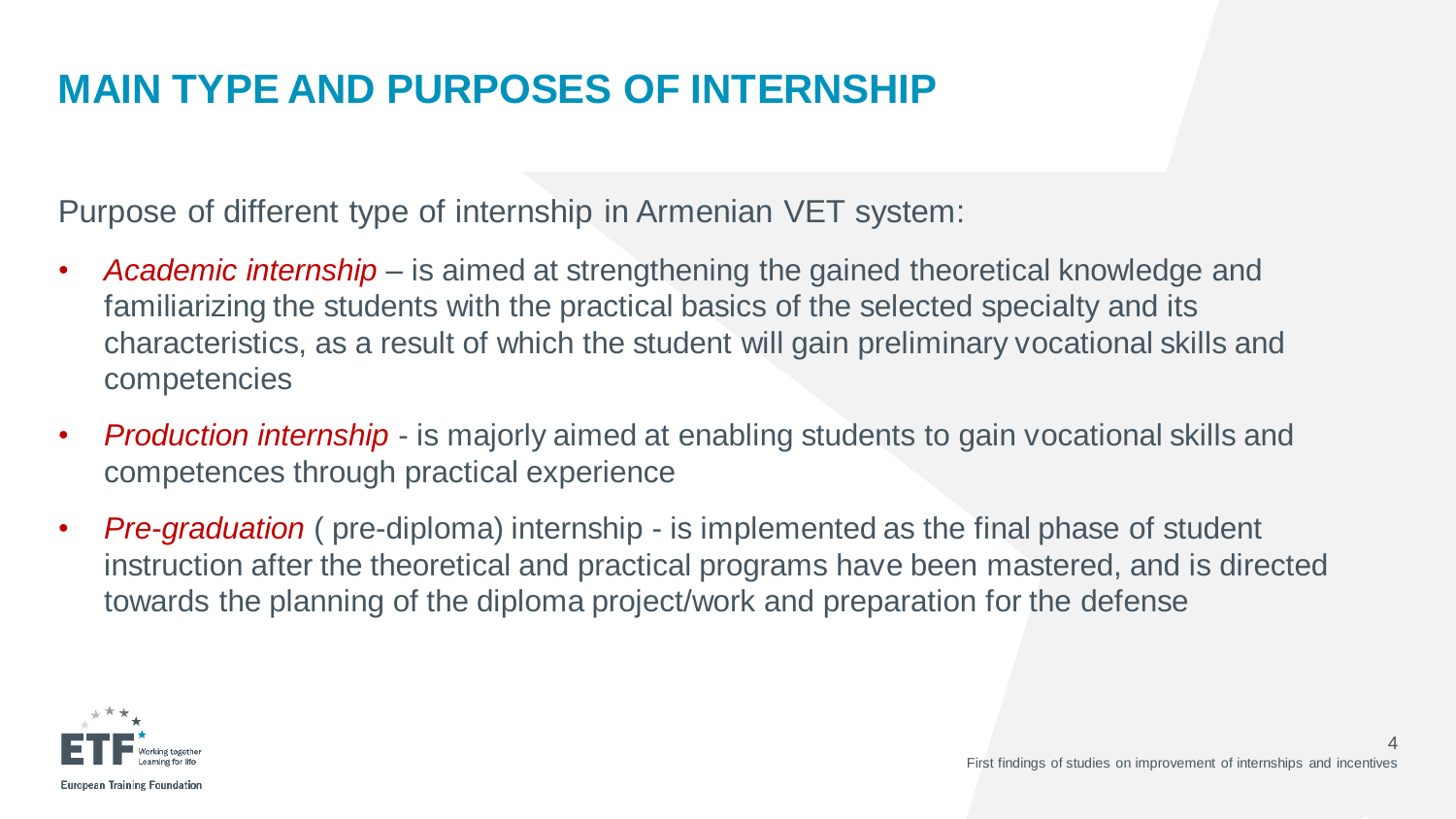# MAIN TYPE AND PURPOSES OF INTERNSHIP

Purpose of different type of internship in Armenian VET system:

- *Academic internship* – is aimed at strengthening the gained theoretical knowledge and familiarizing the students with the practical basics of the selected specialty and its characteristics, as a result of which the student will gain preliminary vocational skills and competencies
- *Production internship* - is majorly aimed at enabling students to gain vocational skills and competences through practical experience
- *Pre-graduation* ( pre-diploma) internship - is implemented as the final phase of student instruction after the theoretical and practical programs have been mastered, and is directed towards the planning of the diploma project/work and preparation for the defense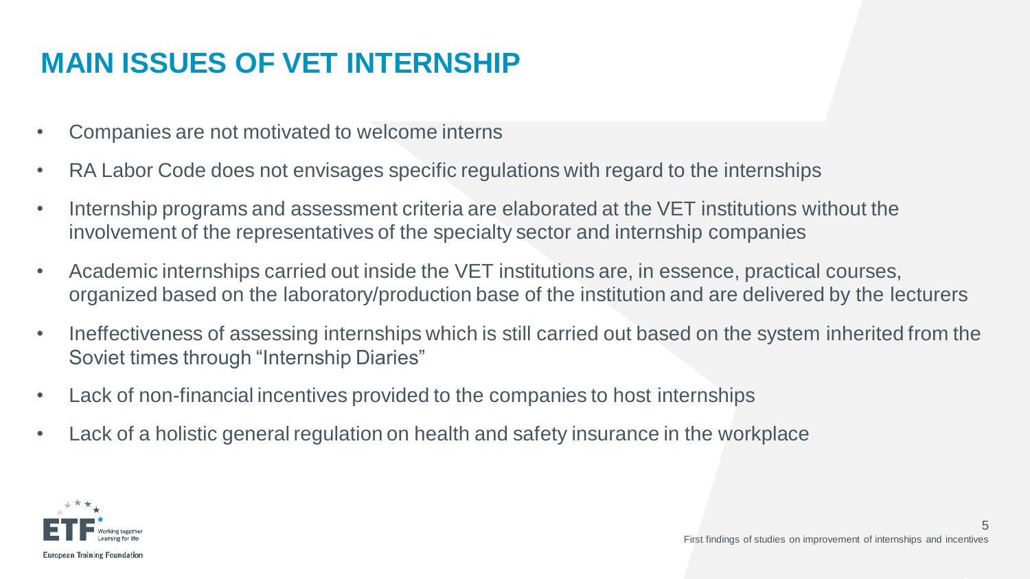# MAIN ISSUES OF VET INTERNSHIP

- Companies are not motivated to welcome interns
- RA Labor Code does not envisages specific regulations with regard to the internships
- Internship programs and assessment criteria are elaborated at the VET institutions without the involvement of the representatives of the specialty sector and internship companies
- Academic internships carried out inside the VET institutions are, in essence, practical courses, organized based on the laboratory/production base of the institution and are delivered by the lecturers
- Ineffectiveness of assessing internships which is still carried out based on the system inherited from the Soviet times through "Internship Diaries"
- Lack of non-financial incentives provided to the companies to host internships
- Lack of a holistic general regulation on health and safety insurance in the workplace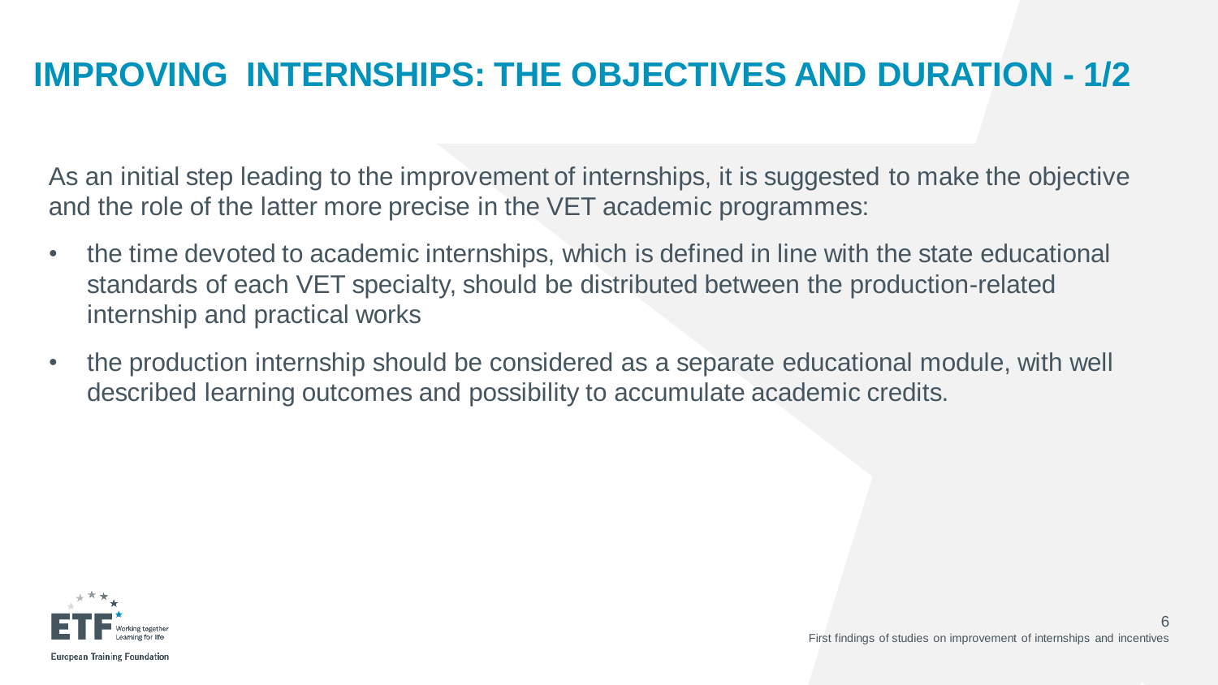# IMPROVING INTERNSHIPS: THE OBJECTIVES AND DURATION - 1/2

As an initial step leading to the improvement of internships, it is suggested to make the objective and the role of the latter more precise in the VET academic programmes:

- the time devoted to academic internships, which is defined in line with the state educational standards of each VET specialty, should be distributed between the production-related internship and practical works
- the production internship should be considered as a separate educational module, with well described learning outcomes and possibility to accumulate academic credits.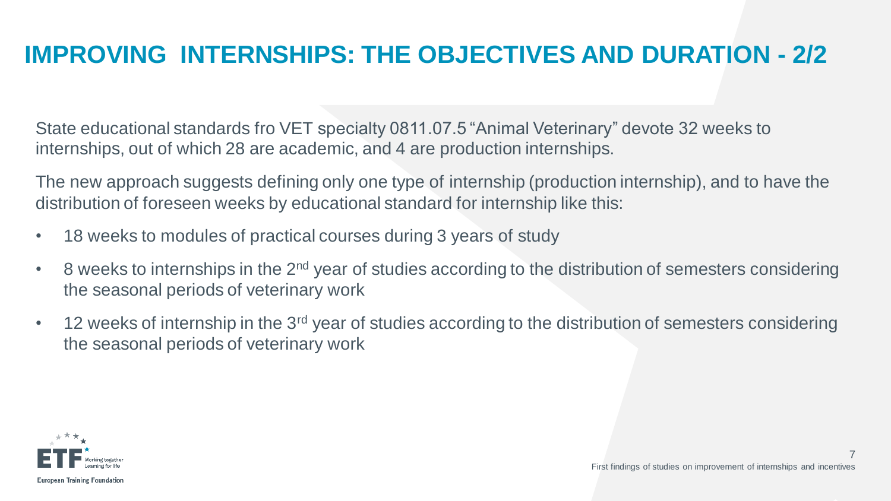# IMPROVING INTERNSHIPS: THE OBJECTIVES AND DURATION - 2/2

State educational standards fro VET specialty 0811.07.5 “Animal Veterinary” devote 32 weeks to internships, out of which 28 are academic, and 4 are production internships.

The new approach suggests defining only one type of internship (production internship), and to have the distribution of foreseen weeks by educational standard for internship like this:

- 18 weeks to modules of practical courses during 3 years of study
- 8 weeks to internships in the 2nd year of studies according to the distribution of semesters considering the seasonal periods of veterinary work
- 12 weeks of internship in the 3rd year of studies according to the distribution of semesters considering the seasonal periods of veterinary work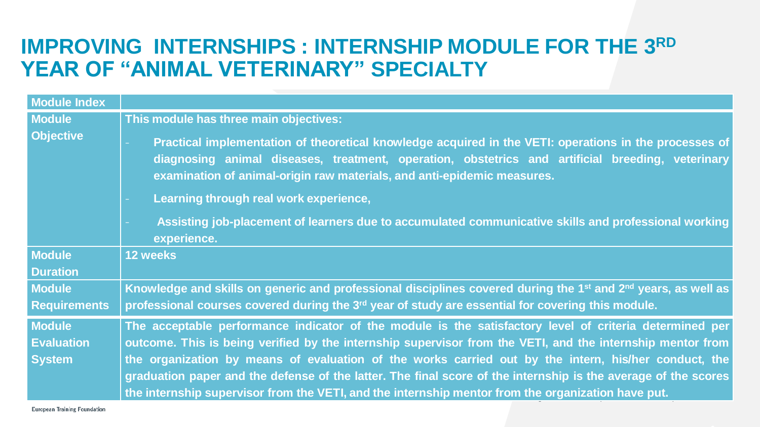# IMPROVING INTERNSHIPS : INTERNSHIP MODULE FOR THE 3RD YEAR OF "ANIMAL VETERINARY" SPECIALTY

| Module Index | |
|---|---|
| Module Objective | This module has three main objectives:<br>- Practical implementation of theoretical knowledge acquired in the VETI: operations in the processes of diagnosing animal diseases, treatment, operation, obstetrics and artificial breeding, veterinary examination of animal-origin raw materials, and anti-epidemic measures.<br>- Learning through real work experience,<br>- Assisting job-placement of learners due to accumulated communicative skills and professional working experience. |
| Module Duration | 12 weeks |
| Module Requirements | Knowledge and skills on generic and professional disciplines covered during the 1st and 2nd years, as well as professional courses covered during the 3rd year of study are essential for covering this module. |
| Module Evaluation System | The acceptable performance indicator of the module is the satisfactory level of criteria determined per outcome. This is being verified by the internship supervisor from the VETI, and the internship mentor from the organization by means of evaluation of the works carried out by the intern, his/her conduct, the graduation paper and the defense of the latter. The final score of the internship is the average of the scores the internship supervisor from the VETI, and the internship mentor from the organization have put. |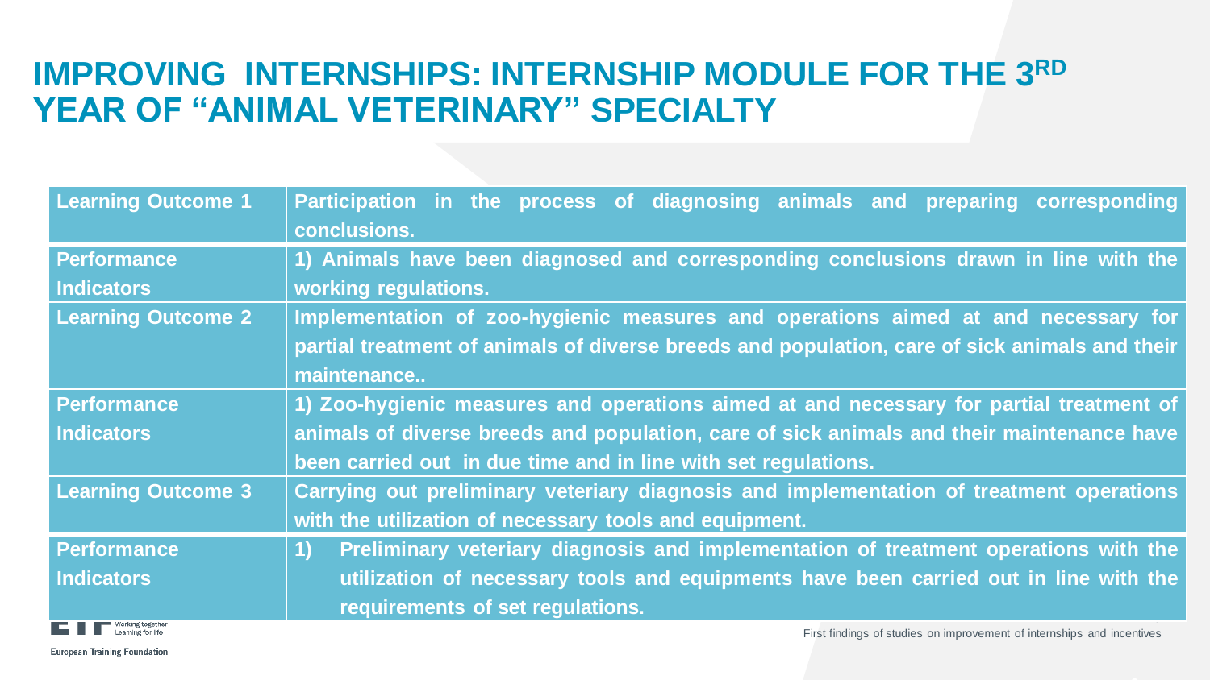# IMPROVING INTERNSHIPS: INTERNSHIP MODULE FOR THE 3[RD] YEAR OF "ANIMAL VETERINARY" SPECIALTY

| | |
|---|---|
| **Learning Outcome 1** | **Participation in the process of diagnosing animals and preparing corresponding conclusions.** |
| **Performance Indicators** | **1) Animals have been diagnosed and corresponding conclusions drawn in line with the working regulations.** |
| **Learning Outcome 2** | **Implementation of zoo-hygienic measures and operations aimed at and necessary for partial treatment of animals of diverse breeds and population, care of sick animals and their maintenance..** |
| **Performance Indicators** | **1) Zoo-hygienic measures and operations aimed at and necessary for partial treatment of animals of diverse breeds and population, care of sick animals and their maintenance have been carried out in due time and in line with set regulations.** |
| **Learning Outcome 3** | **Carrying out preliminary veteriary diagnosis and implementation of treatment operations with the utilization of necessary tools and equipment.** |
| **Performance Indicators** | **1) Preliminary veteriary diagnosis and implementation of treatment operations with the utilization of necessary tools and equipments have been carried out in line with the requirements of set regulations.** |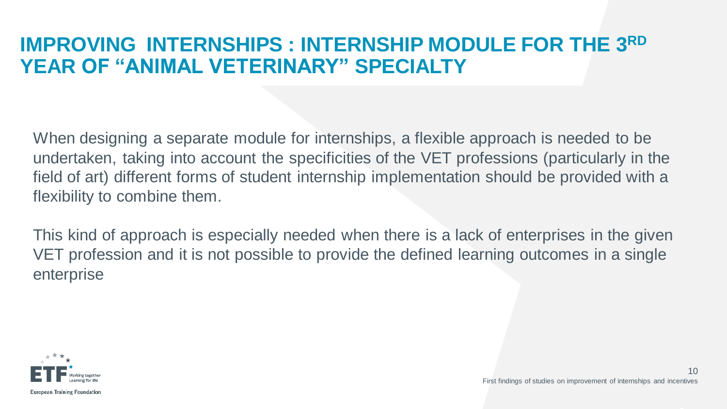# IMPROVING INTERNSHIPS : INTERNSHIP MODULE FOR THE 3RD YEAR OF "ANIMAL VETERINARY" SPECIALTY

When designing a separate module for internships, a flexible approach is needed to be undertaken, taking into account the specificities of the VET professions (particularly in the field of art) different forms of student internship implementation should be provided with a flexibility to combine them.

This kind of approach is especially needed when there is a lack of enterprises in the given VET profession and it is not possible to provide the defined learning outcomes in a single enterprise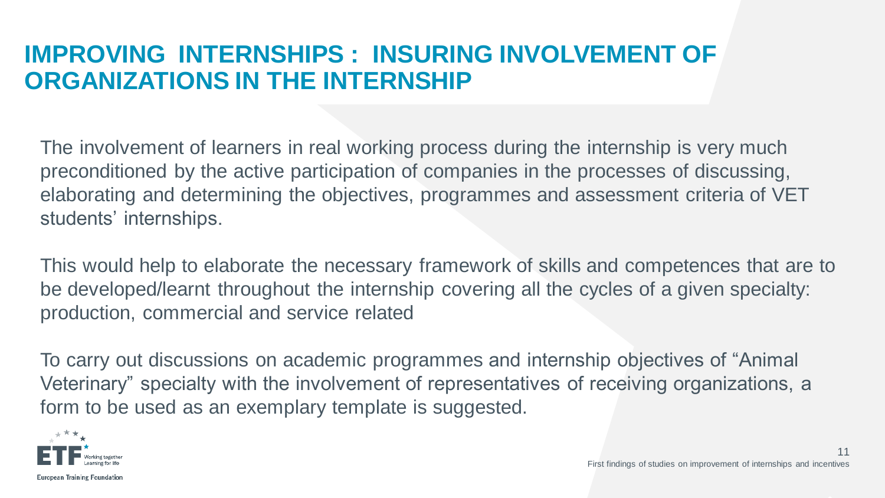# IMPROVING INTERNSHIPS : INSURING INVOLVEMENT OF ORGANIZATIONS IN THE INTERNSHIP

The involvement of learners in real working process during the internship is very much preconditioned by the active participation of companies in the processes of discussing, elaborating and determining the objectives, programmes and assessment criteria of VET students' internships.

This would help to elaborate the necessary framework of skills and competences that are to be developed/learnt throughout the internship covering all the cycles of a given specialty: production, commercial and service related

To carry out discussions on academic programmes and internship objectives of "Animal Veterinary" specialty with the involvement of representatives of receiving organizations, a form to be used as an exemplary template is suggested.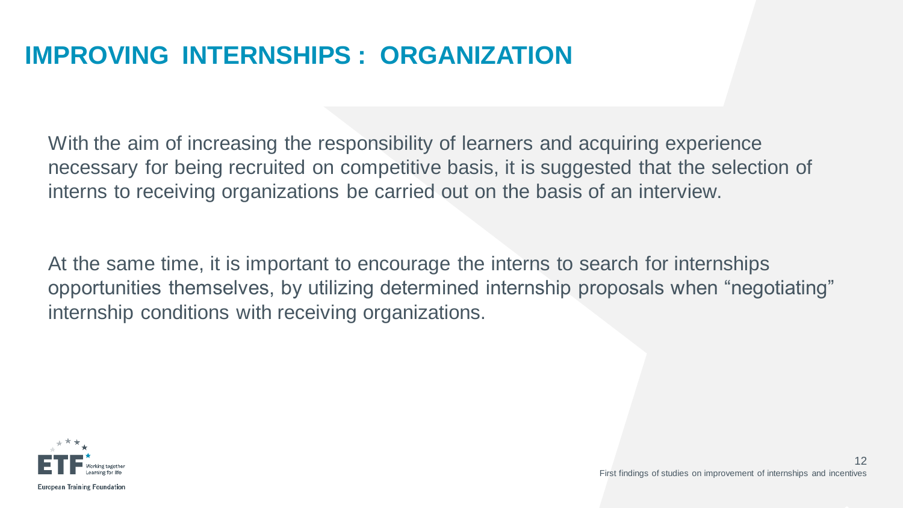# IMPROVING INTERNSHIPS : ORGANIZATION

With the aim of increasing the responsibility of learners and acquiring experience necessary for being recruited on competitive basis, it is suggested that the selection of interns to receiving organizations be carried out on the basis of an interview.

At the same time, it is important to encourage the interns to search for internships opportunities themselves, by utilizing determined internship proposals when “negotiating” internship conditions with receiving organizations.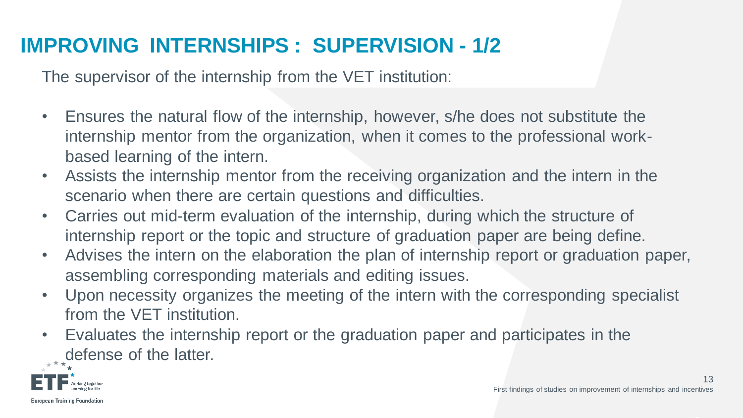# IMPROVING INTERNSHIPS : SUPERVISION - 1/2

The supervisor of the internship from the VET institution:

- Ensures the natural flow of the internship, however, s/he does not substitute the internship mentor from the organization, when it comes to the professional work-based learning of the intern.
- Assists the internship mentor from the receiving organization and the intern in the scenario when there are certain questions and difficulties.
- Carries out mid-term evaluation of the internship, during which the structure of internship report or the topic and structure of graduation paper are being define.
- Advises the intern on the elaboration the plan of internship report or graduation paper, assembling corresponding materials and editing issues.
- Upon necessity organizes the meeting of the intern with the corresponding specialist from the VET institution.
- Evaluates the internship report or the graduation paper and participates in the defense of the latter.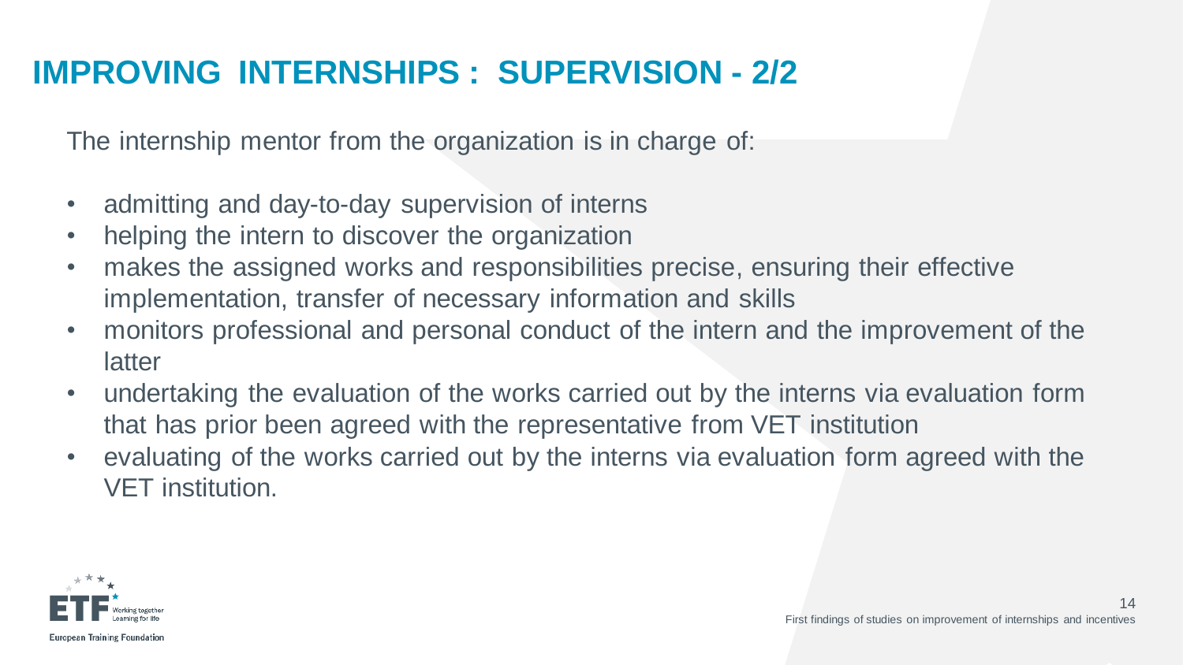# IMPROVING INTERNSHIPS : SUPERVISION - 2/2

The internship mentor from the organization is in charge of:

- admitting and day-to-day supervision of interns
- helping the intern to discover the organization
- makes the assigned works and responsibilities precise, ensuring their effective implementation, transfer of necessary information and skills
- monitors professional and personal conduct of the intern and the improvement of the latter
- undertaking the evaluation of the works carried out by the interns via evaluation form that has prior been agreed with the representative from VET institution
- evaluating of the works carried out by the interns via evaluation form agreed with the VET institution.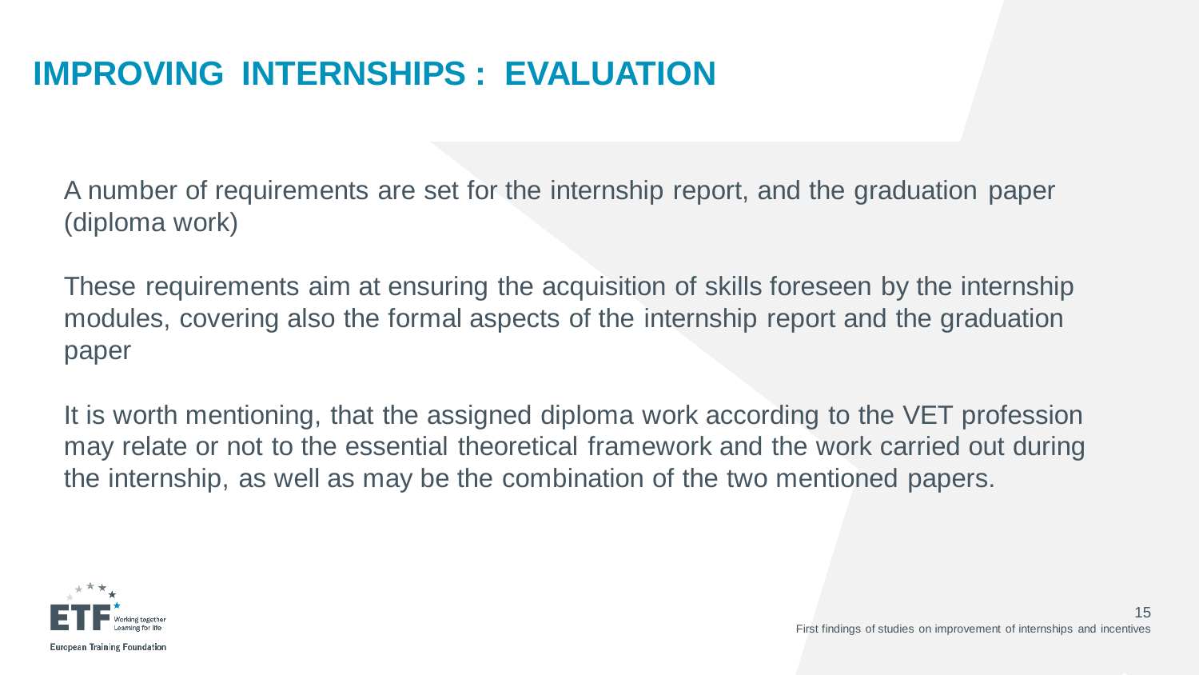# IMPROVING INTERNSHIPS : EVALUATION

A number of requirements are set for the internship report, and the graduation paper (diploma work)

These requirements aim at ensuring the acquisition of skills foreseen by the internship modules, covering also the formal aspects of the internship report and the graduation paper

It is worth mentioning, that the assigned diploma work according to the VET profession may relate or not to the essential theoretical framework and the work carried out during the internship, as well as may be the combination of the two mentioned papers.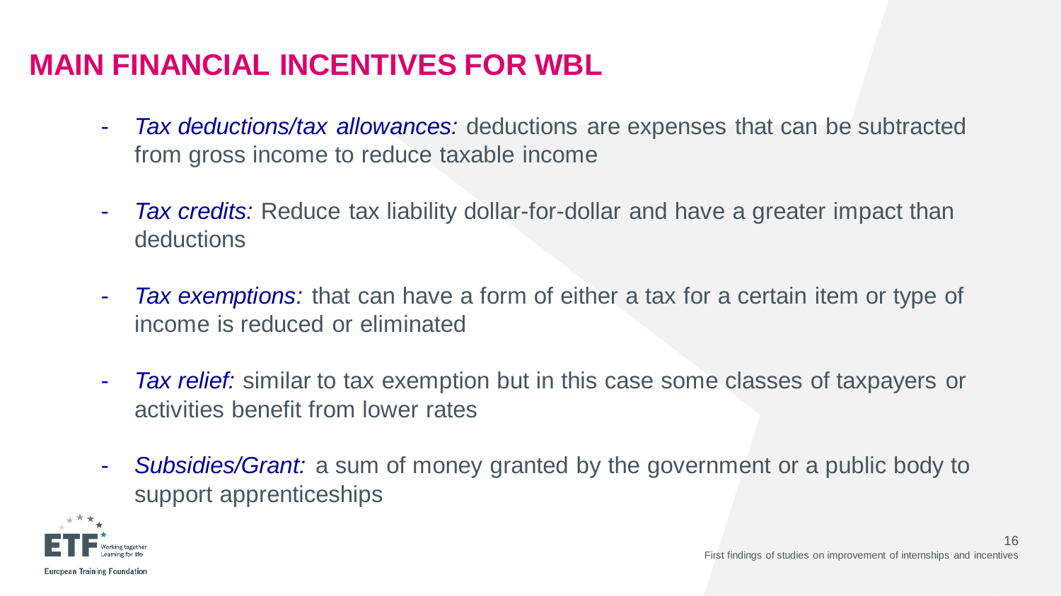# MAIN FINANCIAL INCENTIVES FOR WBL

- *Tax deductions/tax allowances:* deductions are expenses that can be subtracted from gross income to reduce taxable income
- *Tax credits:* Reduce tax liability dollar-for-dollar and have a greater impact than deductions
- *Tax exemptions:* that can have a form of either a tax for a certain item or type of income is reduced or eliminated
- *Tax relief:* similar to tax exemption but in this case some classes of taxpayers or activities benefit from lower rates
- *Subsidies/Grant:* a sum of money granted by the government or a public body to support apprenticeships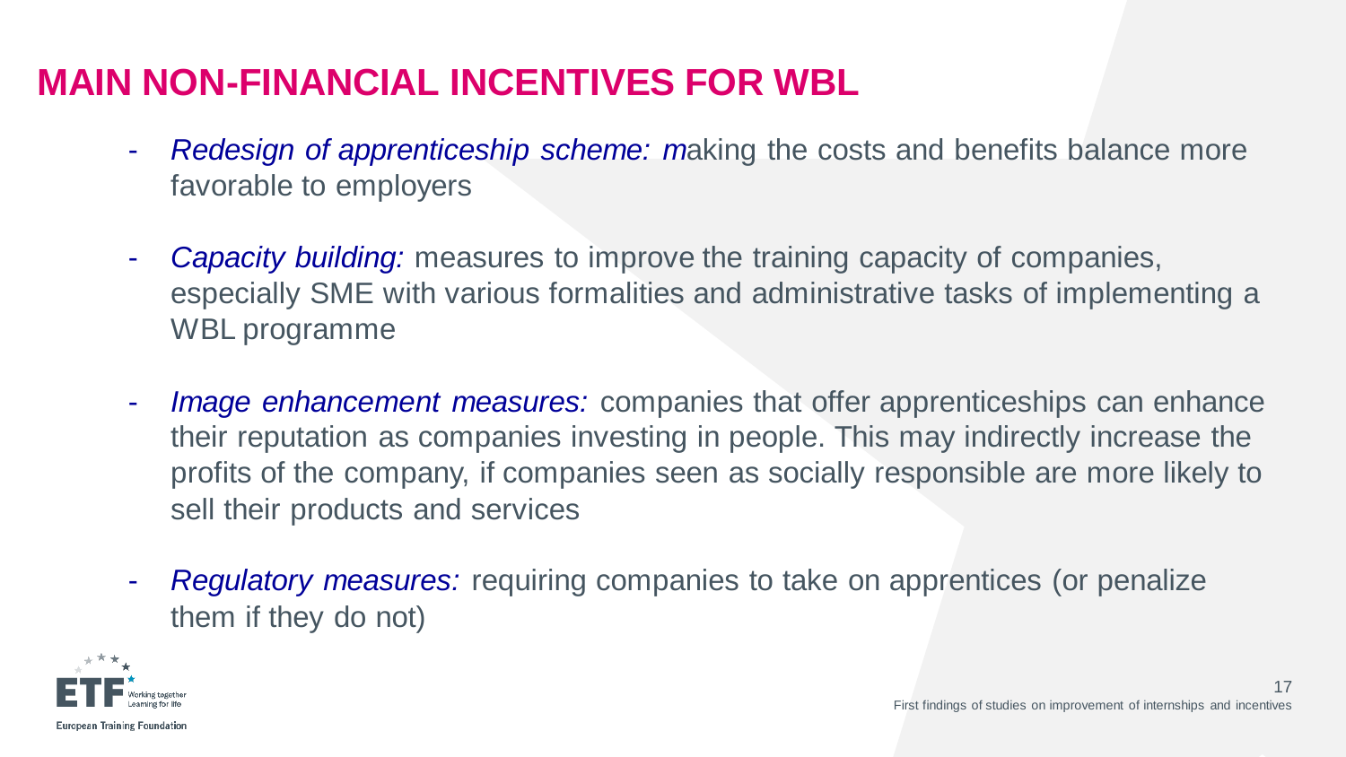# MAIN NON-FINANCIAL INCENTIVES FOR WBL

- *Redesign of apprenticeship scheme: m*aking the costs and benefits balance more favorable to employers
- *Capacity building:* measures to improve the training capacity of companies, especially SME with various formalities and administrative tasks of implementing a WBL programme
- *Image enhancement measures:* companies that offer apprenticeships can enhance their reputation as companies investing in people. This may indirectly increase the profits of the company, if companies seen as socially responsible are more likely to sell their products and services
- *Regulatory measures:* requiring companies to take on apprentices (or penalize them if they do not)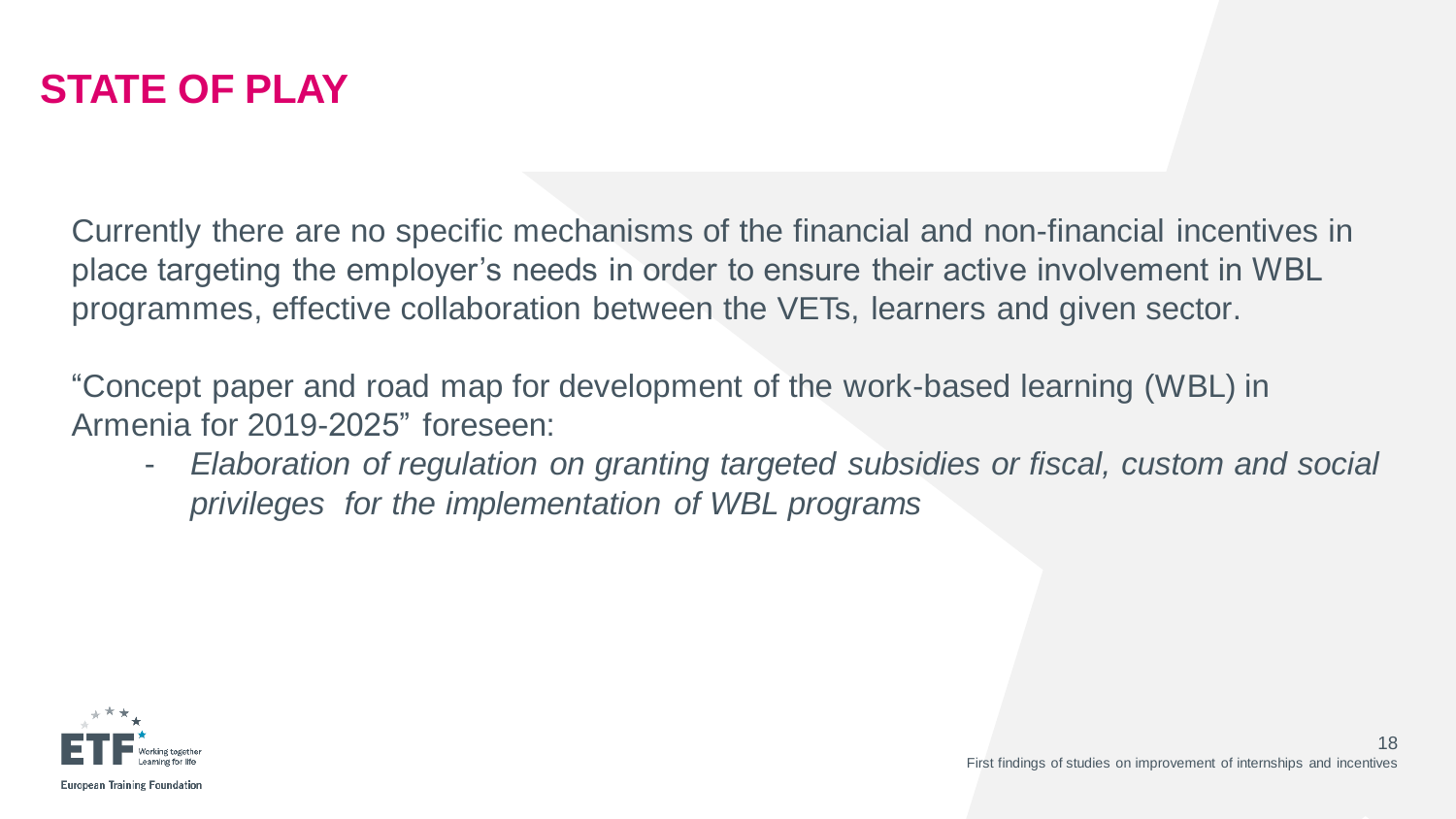# STATE OF PLAY

Currently there are no specific mechanisms of the financial and non-financial incentives in place targeting the employer's needs in order to ensure their active involvement in WBL programmes, effective collaboration between the VETs, learners and given sector.

"Concept paper and road map for development of the work-based learning (WBL) in Armenia for 2019-2025" foreseen:

- *Elaboration of regulation on granting targeted subsidies or fiscal, custom and social privileges for the implementation of WBL programs*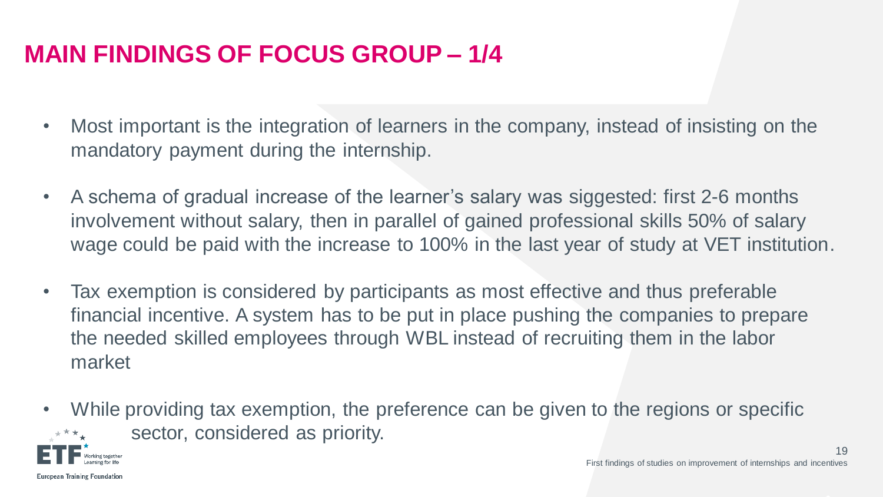# MAIN FINDINGS OF FOCUS GROUP – 1/4

- Most important is the integration of learners in the company, instead of insisting on the mandatory payment during the internship.
- A schema of gradual increase of the learner's salary was siggested: first 2-6 months involvement without salary, then in parallel of gained professional skills 50% of salary wage could be paid with the increase to 100% in the last year of study at VET institution.
- Tax exemption is considered by participants as most effective and thus preferable financial incentive. A system has to be put in place pushing the companies to prepare the needed skilled employees through WBL instead of recruiting them in the labor market
- While providing tax exemption, the preference can be given to the regions or specific sector, considered as priority.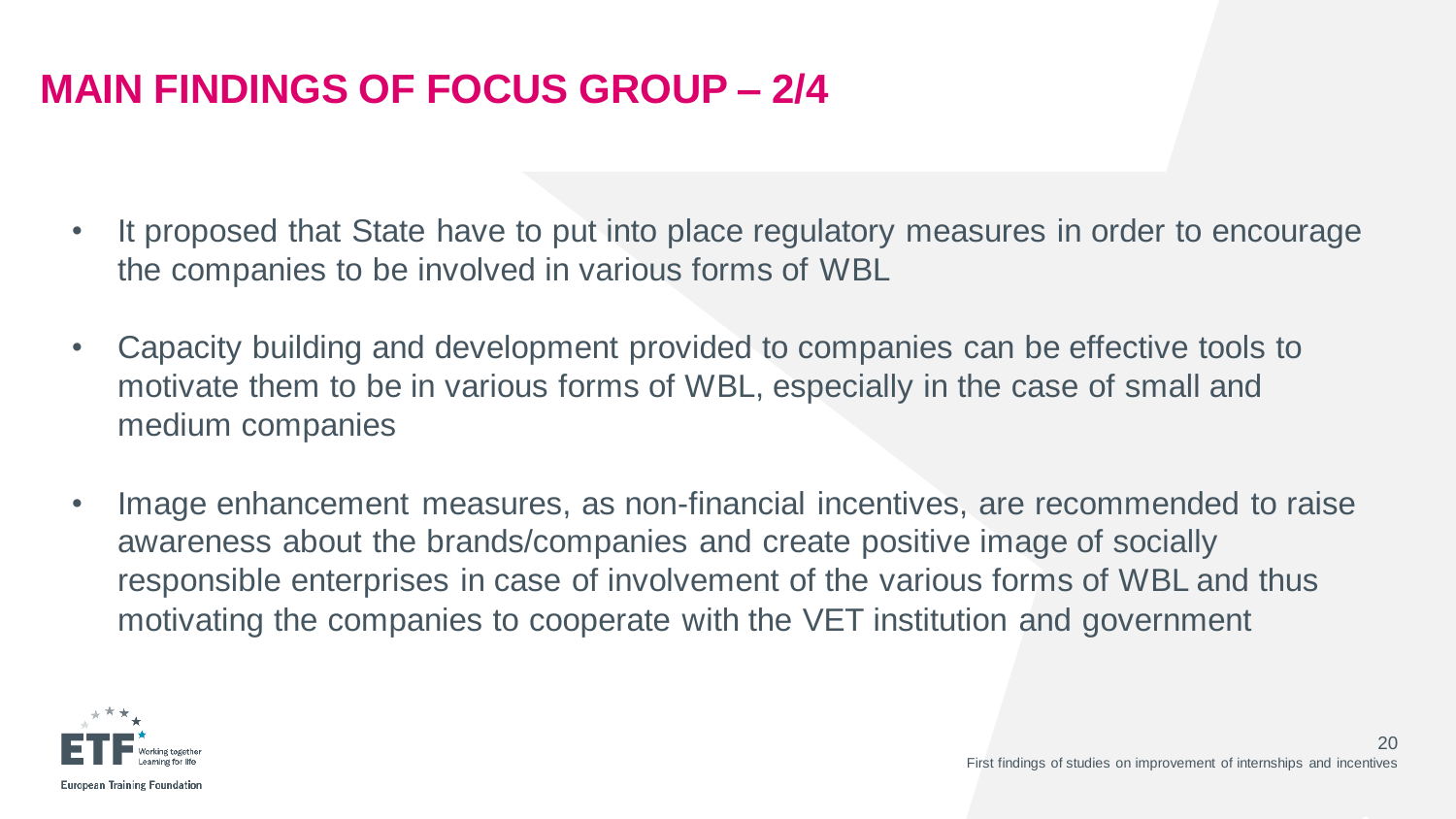# MAIN FINDINGS OF FOCUS GROUP – 2/4

- It proposed that State have to put into place regulatory measures in order to encourage the companies to be involved in various forms of WBL
- Capacity building and development provided to companies can be effective tools to motivate them to be in various forms of WBL, especially in the case of small and medium companies
- Image enhancement measures, as non-financial incentives, are recommended to raise awareness about the brands/companies and create positive image of socially responsible enterprises in case of involvement of the various forms of WBL and thus motivating the companies to cooperate with the VET institution and government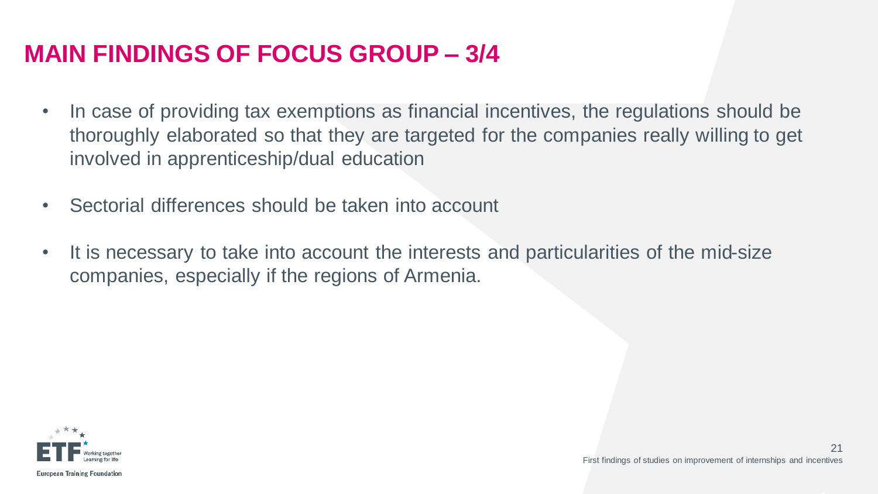# MAIN FINDINGS OF FOCUS GROUP – 3/4

- In case of providing tax exemptions as financial incentives, the regulations should be thoroughly elaborated so that they are targeted for the companies really willing to get involved in apprenticeship/dual education
- Sectorial differences should be taken into account
- It is necessary to take into account the interests and particularities of the mid-size companies, especially if the regions of Armenia.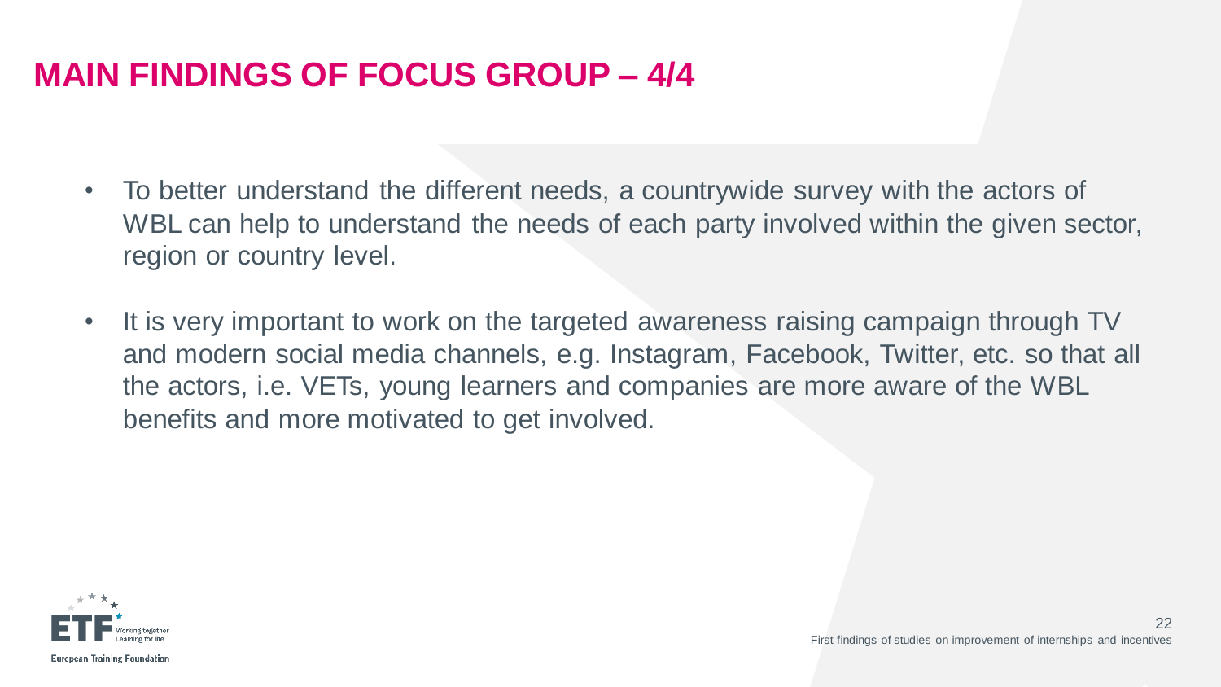# MAIN FINDINGS OF FOCUS GROUP – 4/4

- To better understand the different needs, a countrywide survey with the actors of WBL can help to understand the needs of each party involved within the given sector, region or country level.
- It is very important to work on the targeted awareness raising campaign through TV and modern social media channels, e.g. Instagram, Facebook, Twitter, etc. so that all the actors, i.e. VETs, young learners and companies are more aware of the WBL benefits and more motivated to get involved.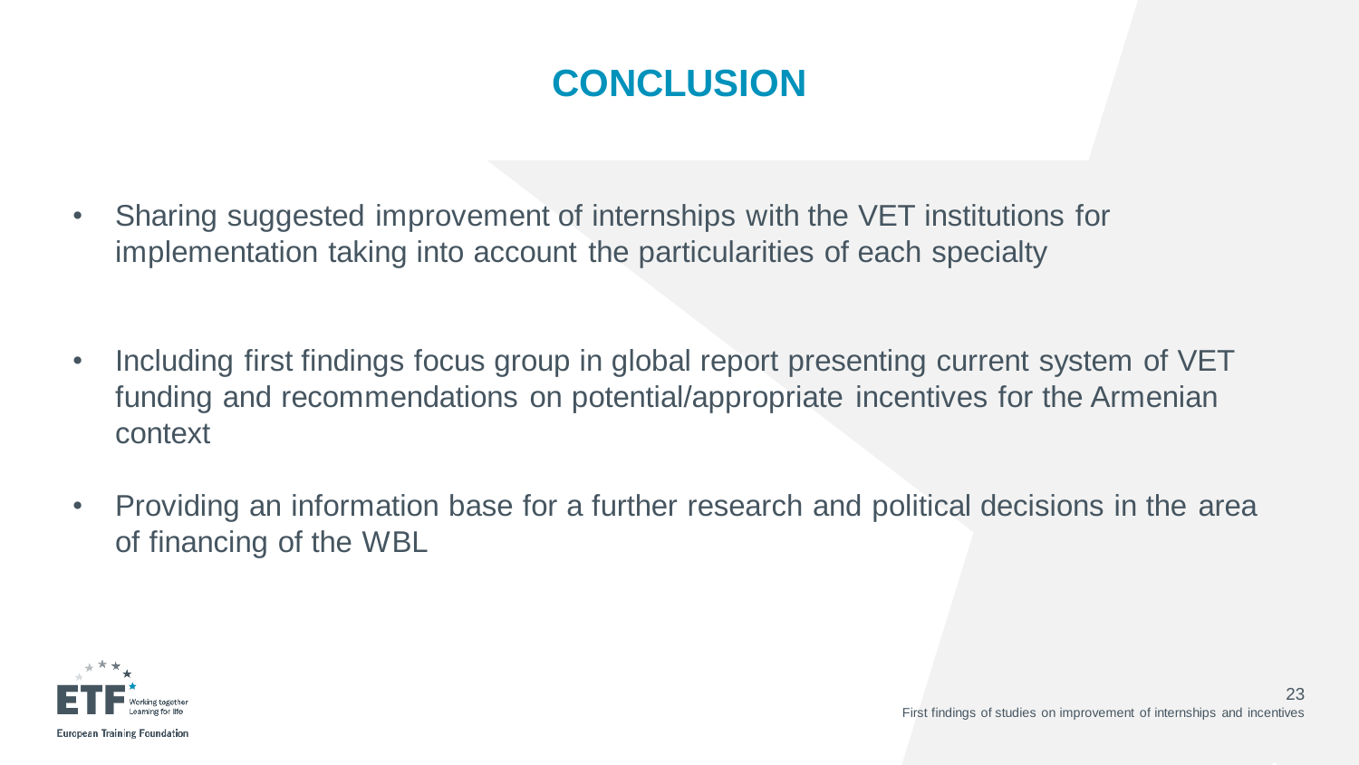# CONCLUSION

- Sharing suggested improvement of internships with the VET institutions for implementation taking into account the particularities of each specialty

- Including first findings focus group in global report presenting current system of VET funding and recommendations on potential/appropriate incentives for the Armenian context

- Providing an information base for a further research and political decisions in the area of financing of the WBL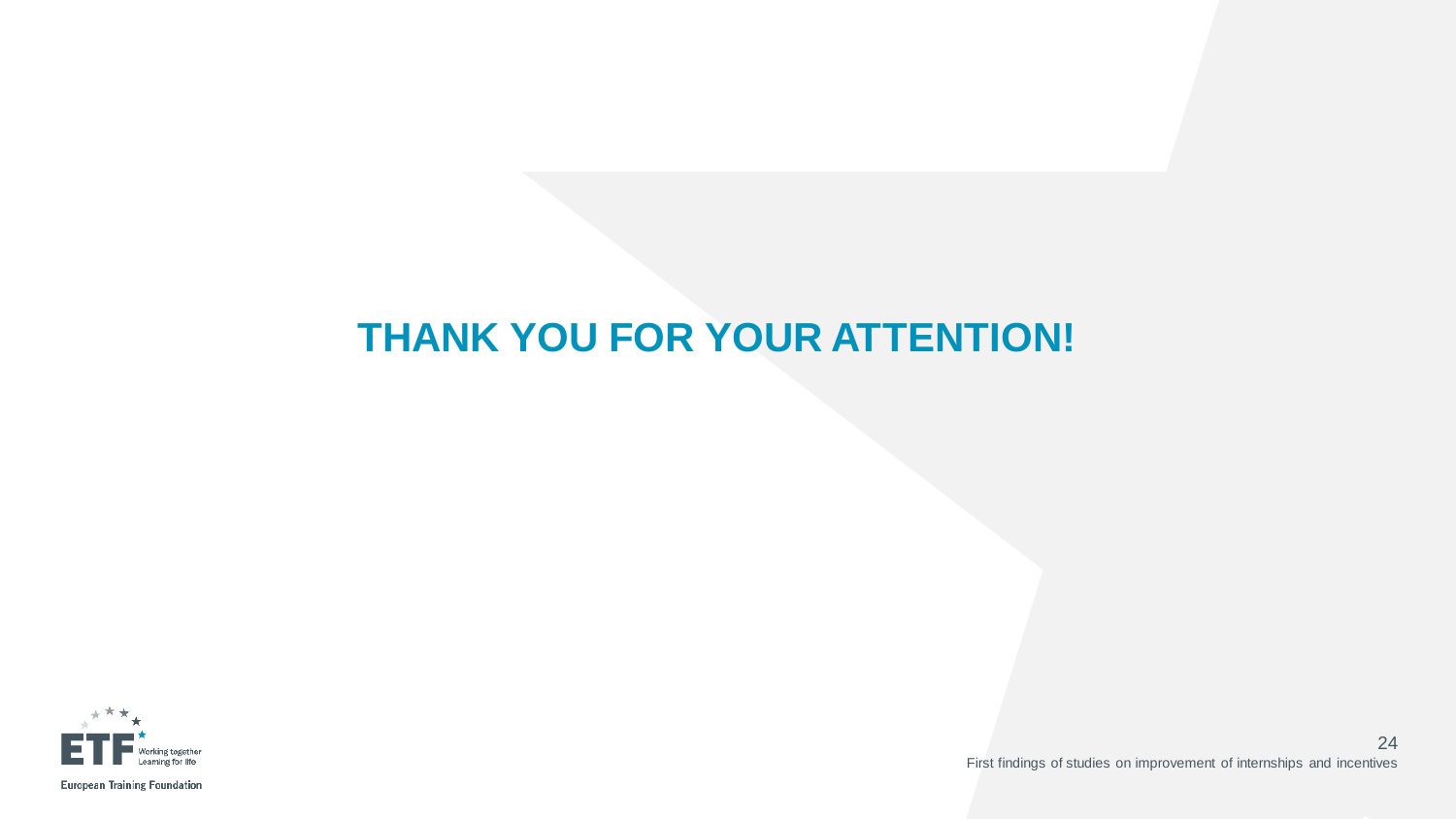# THANK YOU FOR YOUR ATTENTION!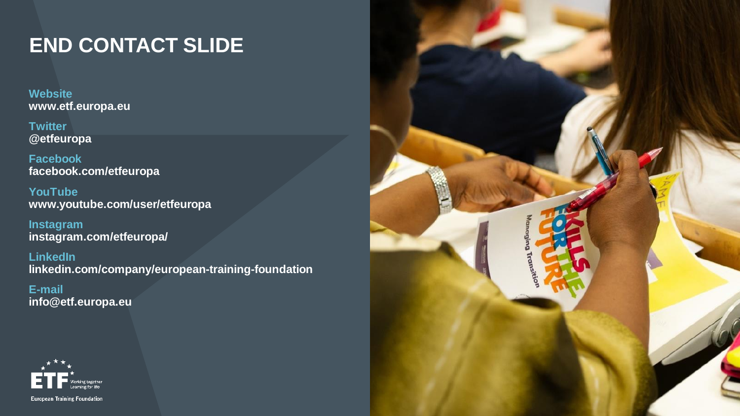# END CONTACT SLIDE

**Website**
**www.etf.europa.eu**

**Twitter**
**@etfeuropa**

**Facebook**
**facebook.com/etfeuropa**

**YouTube**
**www.youtube.com/user/etfeuropa**

**Instagram**
**instagram.com/etfeuropa/**

**LinkedIn**
**linkedin.com/company/european-training-foundation**

**E-mail**
**info@etf.europa.eu**

ETF Working together Learning for life

European Training Foundation